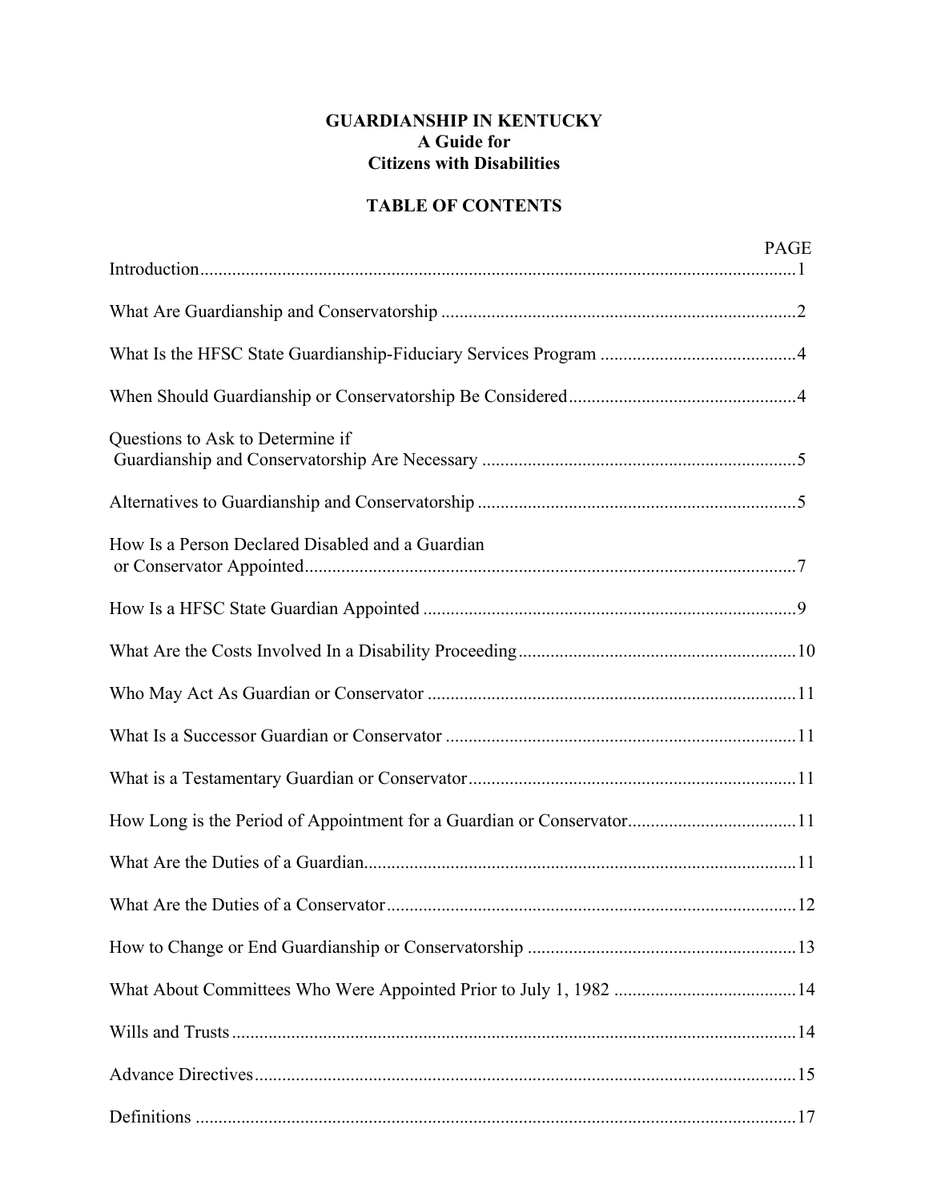# GUARDIANSHIP IN KENTUCKY
## A Guide for Citizens with Disabilities

## TABLE OF CONTENTS

| | PAGE |
|---|---|
| Introduction | 1 |
| What Are Guardianship and Conservatorship | 2 |
| What Is the HFSC State Guardianship-Fiduciary Services Program | 4 |
| When Should Guardianship or Conservatorship Be Considered | 4 |
| Questions to Ask to Determine if Guardianship and Conservatorship Are Necessary | 5 |
| Alternatives to Guardianship and Conservatorship | 5 |
| How Is a Person Declared Disabled and a Guardian or Conservator Appointed | 7 |
| How Is a HFSC State Guardian Appointed | 9 |
| What Are the Costs Involved In a Disability Proceeding | 10 |
| Who May Act As Guardian or Conservator | 11 |
| What Is a Successor Guardian or Conservator | 11 |
| What is a Testamentary Guardian or Conservator | 11 |
| How Long is the Period of Appointment for a Guardian or Conservator | 11 |
| What Are the Duties of a Guardian | 11 |
| What Are the Duties of a Conservator | 12 |
| How to Change or End Guardianship or Conservatorship | 13 |
| What About Committees Who Were Appointed Prior to July 1, 1982 | 14 |
| Wills and Trusts | 14 |
| Advance Directives | 15 |
| Definitions | 17 |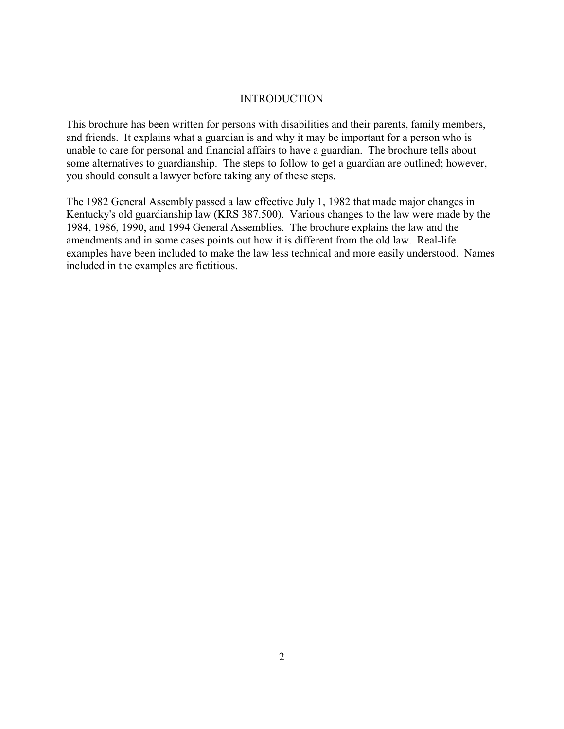# INTRODUCTION

This brochure has been written for persons with disabilities and their parents, family members, and friends. It explains what a guardian is and why it may be important for a person who is unable to care for personal and financial affairs to have a guardian. The brochure tells about some alternatives to guardianship. The steps to follow to get a guardian are outlined; however, you should consult a lawyer before taking any of these steps.

The 1982 General Assembly passed a law effective July 1, 1982 that made major changes in Kentucky's old guardianship law (KRS 387.500). Various changes to the law were made by the 1984, 1986, 1990, and 1994 General Assemblies. The brochure explains the law and the amendments and in some cases points out how it is different from the old law. Real-life examples have been included to make the law less technical and more easily understood. Names included in the examples are fictitious.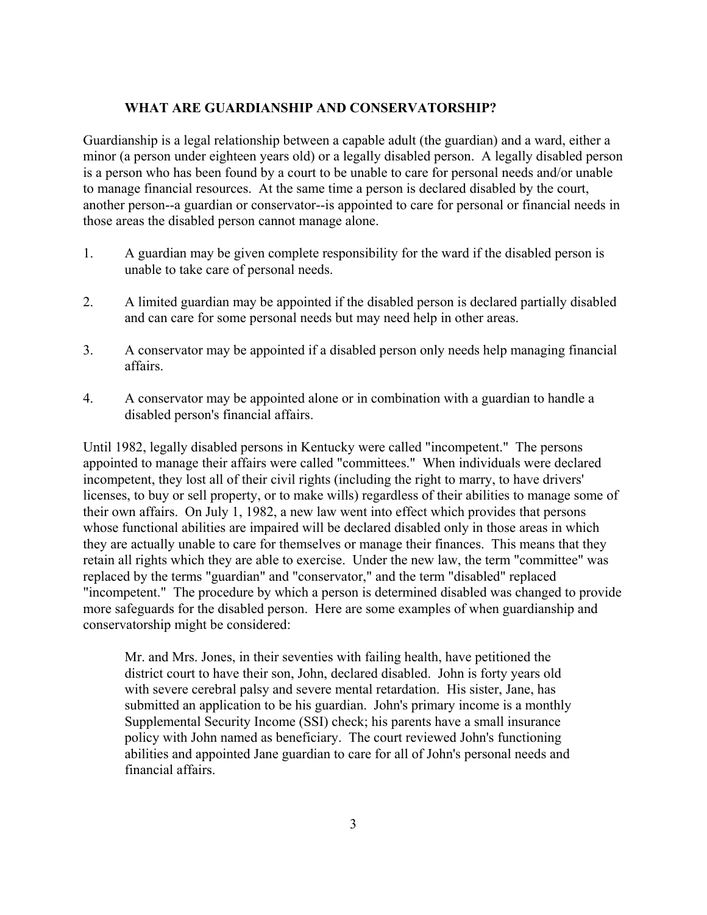## WHAT ARE GUARDIANSHIP AND CONSERVATORSHIP?

Guardianship is a legal relationship between a capable adult (the guardian) and a ward, either a minor (a person under eighteen years old) or a legally disabled person. A legally disabled person is a person who has been found by a court to be unable to care for personal needs and/or unable to manage financial resources. At the same time a person is declared disabled by the court, another person--a guardian or conservator--is appointed to care for personal or financial needs in those areas the disabled person cannot manage alone.

1. A guardian may be given complete responsibility for the ward if the disabled person is unable to take care of personal needs.

2. A limited guardian may be appointed if the disabled person is declared partially disabled and can care for some personal needs but may need help in other areas.

3. A conservator may be appointed if a disabled person only needs help managing financial affairs.

4. A conservator may be appointed alone or in combination with a guardian to handle a disabled person's financial affairs.

Until 1982, legally disabled persons in Kentucky were called "incompetent." The persons appointed to manage their affairs were called "committees." When individuals were declared incompetent, they lost all of their civil rights (including the right to marry, to have drivers' licenses, to buy or sell property, or to make wills) regardless of their abilities to manage some of their own affairs. On July 1, 1982, a new law went into effect which provides that persons whose functional abilities are impaired will be declared disabled only in those areas in which they are actually unable to care for themselves or manage their finances. This means that they retain all rights which they are able to exercise. Under the new law, the term "committee" was replaced by the terms "guardian" and "conservator," and the term "disabled" replaced "incompetent." The procedure by which a person is determined disabled was changed to provide more safeguards for the disabled person. Here are some examples of when guardianship and conservatorship might be considered:

> Mr. and Mrs. Jones, in their seventies with failing health, have petitioned the district court to have their son, John, declared disabled. John is forty years old with severe cerebral palsy and severe mental retardation. His sister, Jane, has submitted an application to be his guardian. John's primary income is a monthly Supplemental Security Income (SSI) check; his parents have a small insurance policy with John named as beneficiary. The court reviewed John's functioning abilities and appointed Jane guardian to care for all of John's personal needs and financial affairs.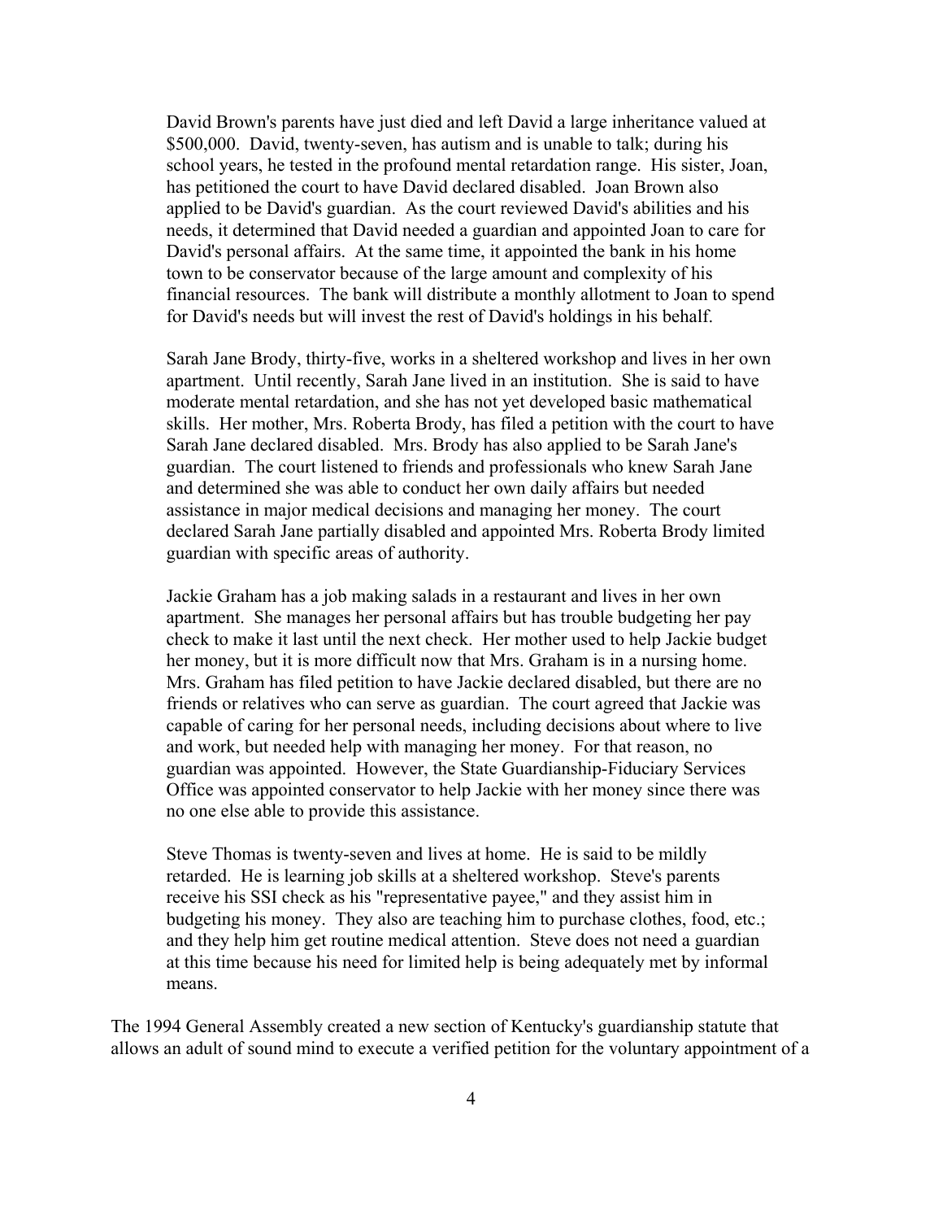David Brown's parents have just died and left David a large inheritance valued at \$500,000. David, twenty-seven, has autism and is unable to talk; during his school years, he tested in the profound mental retardation range. His sister, Joan, has petitioned the court to have David declared disabled. Joan Brown also applied to be David's guardian. As the court reviewed David's abilities and his needs, it determined that David needed a guardian and appointed Joan to care for David's personal affairs. At the same time, it appointed the bank in his home town to be conservator because of the large amount and complexity of his financial resources. The bank will distribute a monthly allotment to Joan to spend for David's needs but will invest the rest of David's holdings in his behalf.

> Sarah Jane Brody, thirty-five, works in a sheltered workshop and lives in her own apartment. Until recently, Sarah Jane lived in an institution. She is said to have moderate mental retardation, and she has not yet developed basic mathematical skills. Her mother, Mrs. Roberta Brody, has filed a petition with the court to have Sarah Jane declared disabled. Mrs. Brody has also applied to be Sarah Jane's guardian. The court listened to friends and professionals who knew Sarah Jane and determined she was able to conduct her own daily affairs but needed assistance in major medical decisions and managing her money. The court declared Sarah Jane partially disabled and appointed Mrs. Roberta Brody limited guardian with specific areas of authority.

> Jackie Graham has a job making salads in a restaurant and lives in her own apartment. She manages her personal affairs but has trouble budgeting her pay check to make it last until the next check. Her mother used to help Jackie budget her money, but it is more difficult now that Mrs. Graham is in a nursing home. Mrs. Graham has filed petition to have Jackie declared disabled, but there are no friends or relatives who can serve as guardian. The court agreed that Jackie was capable of caring for her personal needs, including decisions about where to live and work, but needed help with managing her money. For that reason, no guardian was appointed. However, the State Guardianship-Fiduciary Services Office was appointed conservator to help Jackie with her money since there was no one else able to provide this assistance.

> Steve Thomas is twenty-seven and lives at home. He is said to be mildly retarded. He is learning job skills at a sheltered workshop. Steve's parents receive his SSI check as his "representative payee," and they assist him in budgeting his money. They also are teaching him to purchase clothes, food, etc.; and they help him get routine medical attention. Steve does not need a guardian at this time because his need for limited help is being adequately met by informal means.

The 1994 General Assembly created a new section of Kentucky's guardianship statute that allows an adult of sound mind to execute a verified petition for the voluntary appointment of a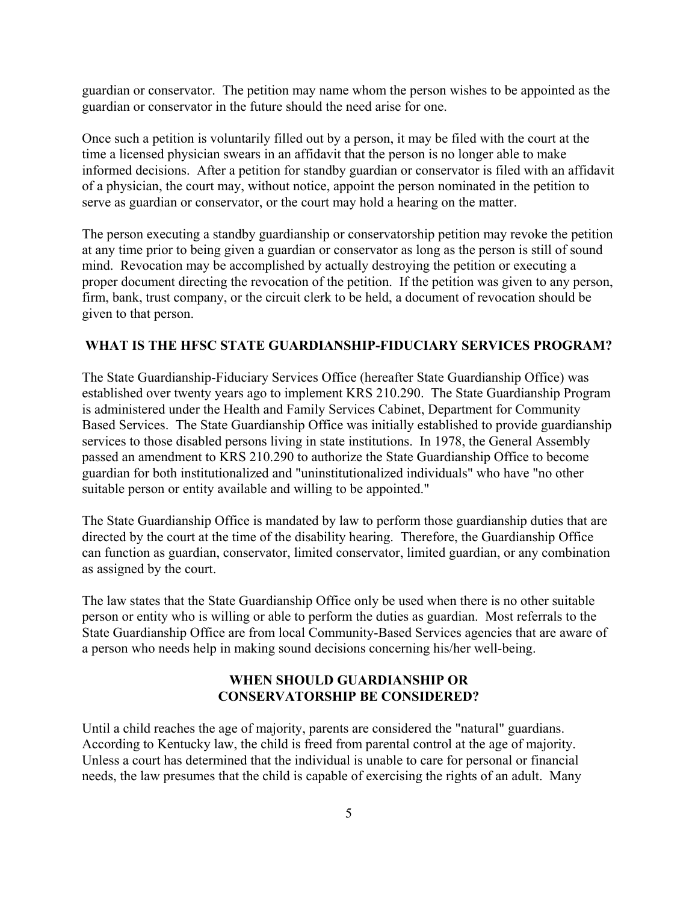guardian or conservator. The petition may name whom the person wishes to be appointed as the guardian or conservator in the future should the need arise for one.

Once such a petition is voluntarily filled out by a person, it may be filed with the court at the time a licensed physician swears in an affidavit that the person is no longer able to make informed decisions. After a petition for standby guardian or conservator is filed with an affidavit of a physician, the court may, without notice, appoint the person nominated in the petition to serve as guardian or conservator, or the court may hold a hearing on the matter.

The person executing a standby guardianship or conservatorship petition may revoke the petition at any time prior to being given a guardian or conservator as long as the person is still of sound mind. Revocation may be accomplished by actually destroying the petition or executing a proper document directing the revocation of the petition. If the petition was given to any person, firm, bank, trust company, or the circuit clerk to be held, a document of revocation should be given to that person.

## WHAT IS THE HFSC STATE GUARDIANSHIP-FIDUCIARY SERVICES PROGRAM?

The State Guardianship-Fiduciary Services Office (hereafter State Guardianship Office) was established over twenty years ago to implement KRS 210.290. The State Guardianship Program is administered under the Health and Family Services Cabinet, Department for Community Based Services. The State Guardianship Office was initially established to provide guardianship services to those disabled persons living in state institutions. In 1978, the General Assembly passed an amendment to KRS 210.290 to authorize the State Guardianship Office to become guardian for both institutionalized and "uninstitutionalized individuals" who have "no other suitable person or entity available and willing to be appointed."

The State Guardianship Office is mandated by law to perform those guardianship duties that are directed by the court at the time of the disability hearing. Therefore, the Guardianship Office can function as guardian, conservator, limited conservator, limited guardian, or any combination as assigned by the court.

The law states that the State Guardianship Office only be used when there is no other suitable person or entity who is willing or able to perform the duties as guardian. Most referrals to the State Guardianship Office are from local Community-Based Services agencies that are aware of a person who needs help in making sound decisions concerning his/her well-being.

## WHEN SHOULD GUARDIANSHIP OR CONSERVATORSHIP BE CONSIDERED?

Until a child reaches the age of majority, parents are considered the "natural" guardians. According to Kentucky law, the child is freed from parental control at the age of majority. Unless a court has determined that the individual is unable to care for personal or financial needs, the law presumes that the child is capable of exercising the rights of an adult. Many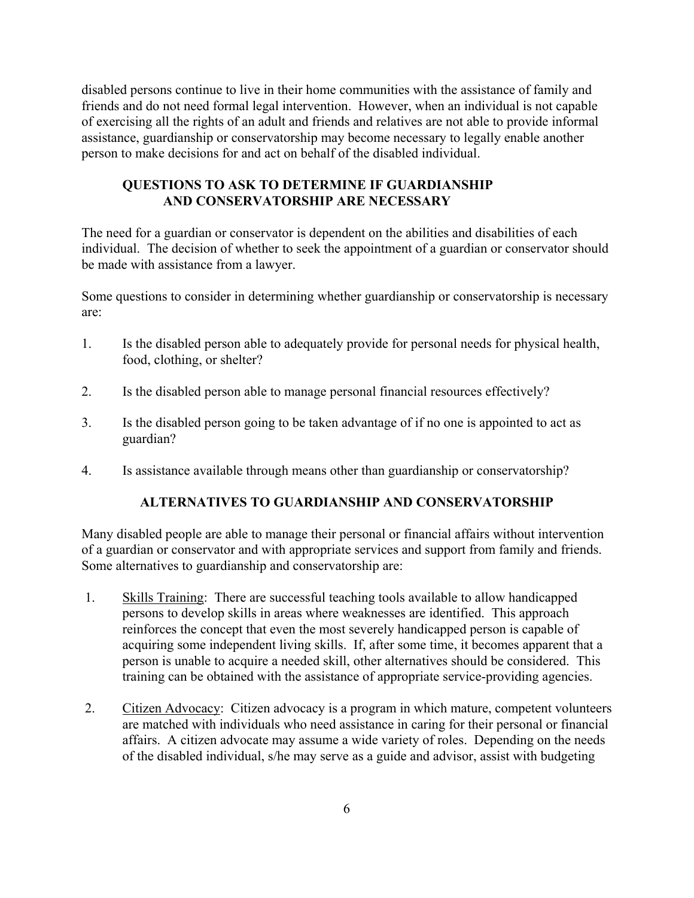disabled persons continue to live in their home communities with the assistance of family and friends and do not need formal legal intervention. However, when an individual is not capable of exercising all the rights of an adult and friends and relatives are not able to provide informal assistance, guardianship or conservatorship may become necessary to legally enable another person to make decisions for and act on behalf of the disabled individual.

## QUESTIONS TO ASK TO DETERMINE IF GUARDIANSHIP AND CONSERVATORSHIP ARE NECESSARY

The need for a guardian or conservator is dependent on the abilities and disabilities of each individual. The decision of whether to seek the appointment of a guardian or conservator should be made with assistance from a lawyer.

Some questions to consider in determining whether guardianship or conservatorship is necessary are:

1. Is the disabled person able to adequately provide for personal needs for physical health, food, clothing, or shelter?

2. Is the disabled person able to manage personal financial resources effectively?

3. Is the disabled person going to be taken advantage of if no one is appointed to act as guardian?

4. Is assistance available through means other than guardianship or conservatorship?

## ALTERNATIVES TO GUARDIANSHIP AND CONSERVATORSHIP

Many disabled people are able to manage their personal or financial affairs without intervention of a guardian or conservator and with appropriate services and support from family and friends. Some alternatives to guardianship and conservatorship are:

1. Skills Training: There are successful teaching tools available to allow handicapped persons to develop skills in areas where weaknesses are identified. This approach reinforces the concept that even the most severely handicapped person is capable of acquiring some independent living skills. If, after some time, it becomes apparent that a person is unable to acquire a needed skill, other alternatives should be considered. This training can be obtained with the assistance of appropriate service-providing agencies.

2. Citizen Advocacy: Citizen advocacy is a program in which mature, competent volunteers are matched with individuals who need assistance in caring for their personal or financial affairs. A citizen advocate may assume a wide variety of roles. Depending on the needs of the disabled individual, s/he may serve as a guide and advisor, assist with budgeting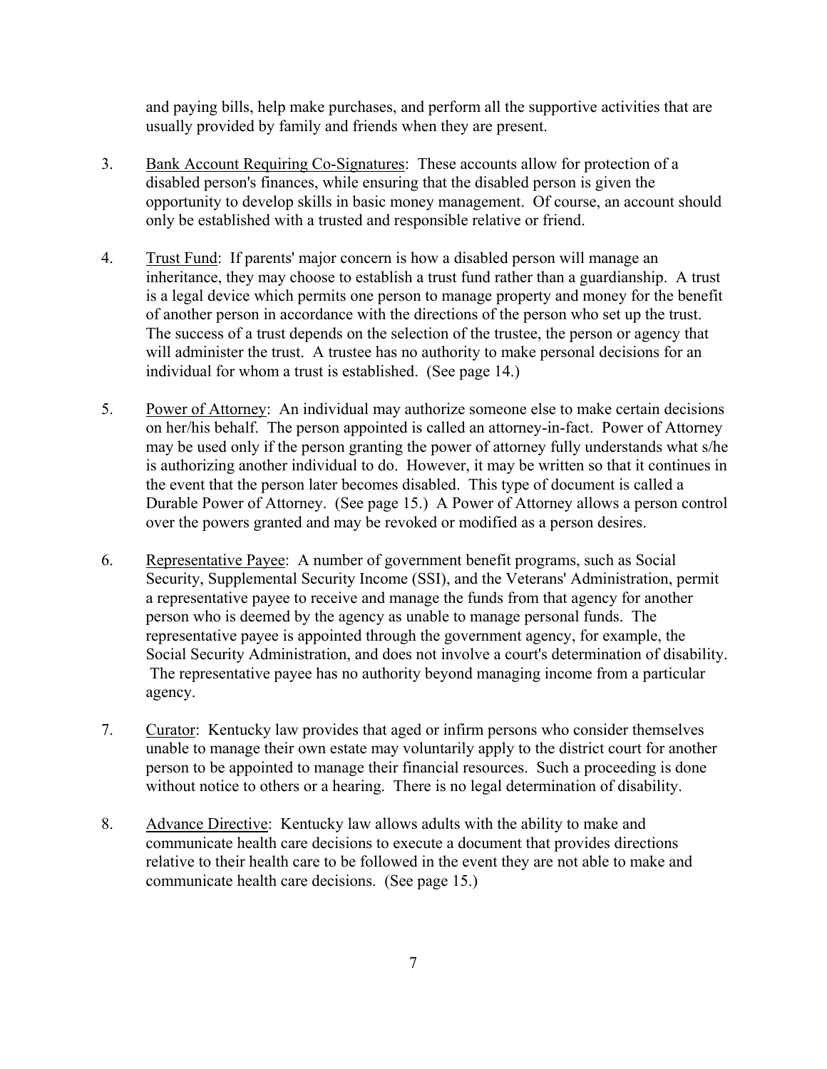and paying bills, help make purchases, and perform all the supportive activities that are usually provided by family and friends when they are present.

3. Bank Account Requiring Co-Signatures: These accounts allow for protection of a disabled person's finances, while ensuring that the disabled person is given the opportunity to develop skills in basic money management. Of course, an account should only be established with a trusted and responsible relative or friend.

4. Trust Fund: If parents' major concern is how a disabled person will manage an inheritance, they may choose to establish a trust fund rather than a guardianship. A trust is a legal device which permits one person to manage property and money for the benefit of another person in accordance with the directions of the person who set up the trust. The success of a trust depends on the selection of the trustee, the person or agency that will administer the trust. A trustee has no authority to make personal decisions for an individual for whom a trust is established. (See page 14.)

5. Power of Attorney: An individual may authorize someone else to make certain decisions on her/his behalf. The person appointed is called an attorney-in-fact. Power of Attorney may be used only if the person granting the power of attorney fully understands what s/he is authorizing another individual to do. However, it may be written so that it continues in the event that the person later becomes disabled. This type of document is called a Durable Power of Attorney. (See page 15.) A Power of Attorney allows a person control over the powers granted and may be revoked or modified as a person desires.

6. Representative Payee: A number of government benefit programs, such as Social Security, Supplemental Security Income (SSI), and the Veterans' Administration, permit a representative payee to receive and manage the funds from that agency for another person who is deemed by the agency as unable to manage personal funds. The representative payee is appointed through the government agency, for example, the Social Security Administration, and does not involve a court's determination of disability. The representative payee has no authority beyond managing income from a particular agency.

7. Curator: Kentucky law provides that aged or infirm persons who consider themselves unable to manage their own estate may voluntarily apply to the district court for another person to be appointed to manage their financial resources. Such a proceeding is done without notice to others or a hearing. There is no legal determination of disability.

8. Advance Directive: Kentucky law allows adults with the ability to make and communicate health care decisions to execute a document that provides directions relative to their health care to be followed in the event they are not able to make and communicate health care decisions. (See page 15.)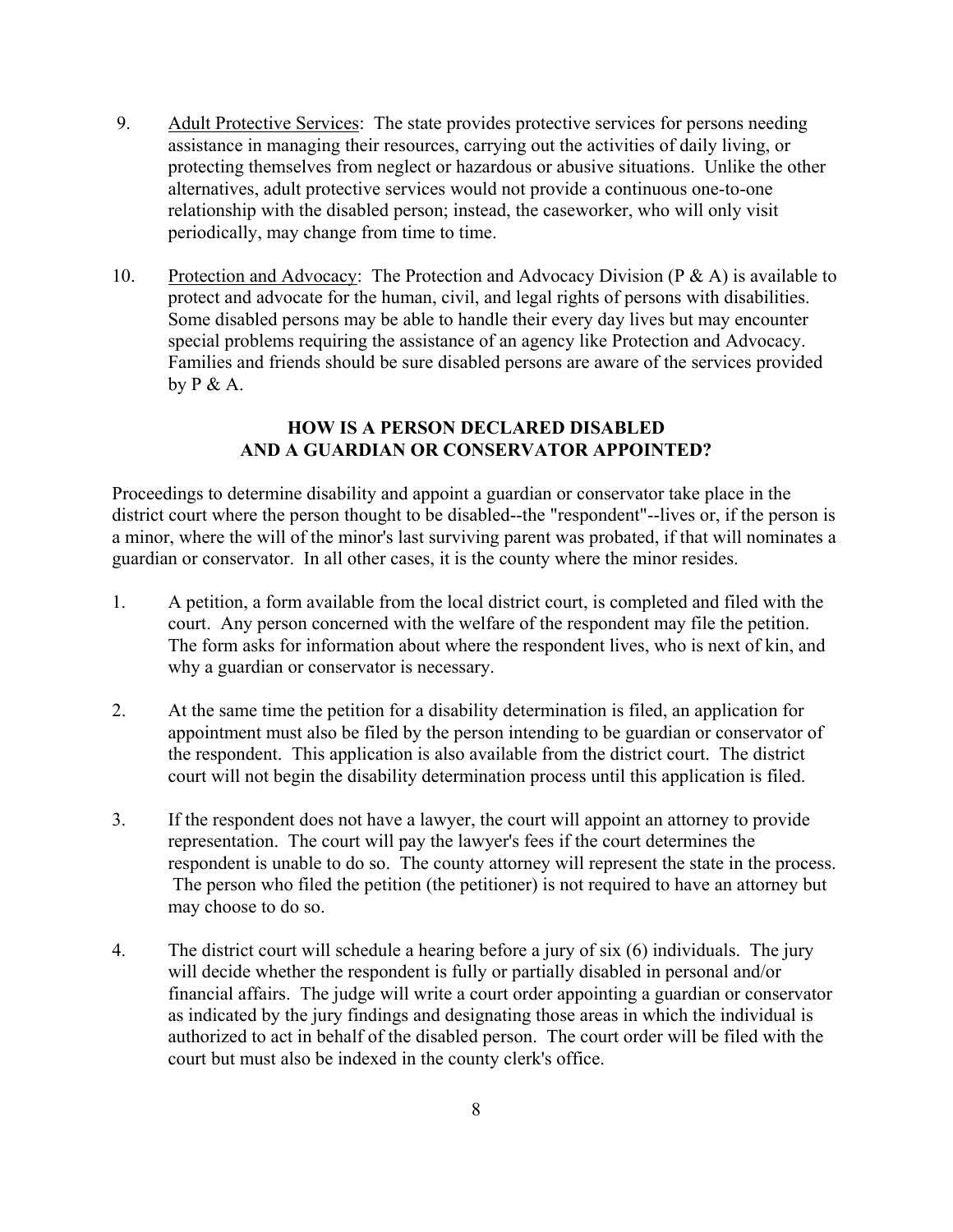9. Adult Protective Services: The state provides protective services for persons needing assistance in managing their resources, carrying out the activities of daily living, or protecting themselves from neglect or hazardous or abusive situations. Unlike the other alternatives, adult protective services would not provide a continuous one-to-one relationship with the disabled person; instead, the caseworker, who will only visit periodically, may change from time to time.

10. Protection and Advocacy: The Protection and Advocacy Division (P & A) is available to protect and advocate for the human, civil, and legal rights of persons with disabilities. Some disabled persons may be able to handle their every day lives but may encounter special problems requiring the assistance of an agency like Protection and Advocacy. Families and friends should be sure disabled persons are aware of the services provided by P & A.

## HOW IS A PERSON DECLARED DISABLED AND A GUARDIAN OR CONSERVATOR APPOINTED?

Proceedings to determine disability and appoint a guardian or conservator take place in the district court where the person thought to be disabled--the "respondent"--lives or, if the person is a minor, where the will of the minor's last surviving parent was probated, if that will nominates a guardian or conservator. In all other cases, it is the county where the minor resides.

1. A petition, a form available from the local district court, is completed and filed with the court. Any person concerned with the welfare of the respondent may file the petition. The form asks for information about where the respondent lives, who is next of kin, and why a guardian or conservator is necessary.

2. At the same time the petition for a disability determination is filed, an application for appointment must also be filed by the person intending to be guardian or conservator of the respondent. This application is also available from the district court. The district court will not begin the disability determination process until this application is filed.

3. If the respondent does not have a lawyer, the court will appoint an attorney to provide representation. The court will pay the lawyer's fees if the court determines the respondent is unable to do so. The county attorney will represent the state in the process. The person who filed the petition (the petitioner) is not required to have an attorney but may choose to do so.

4. The district court will schedule a hearing before a jury of six (6) individuals. The jury will decide whether the respondent is fully or partially disabled in personal and/or financial affairs. The judge will write a court order appointing a guardian or conservator as indicated by the jury findings and designating those areas in which the individual is authorized to act in behalf of the disabled person. The court order will be filed with the court but must also be indexed in the county clerk's office.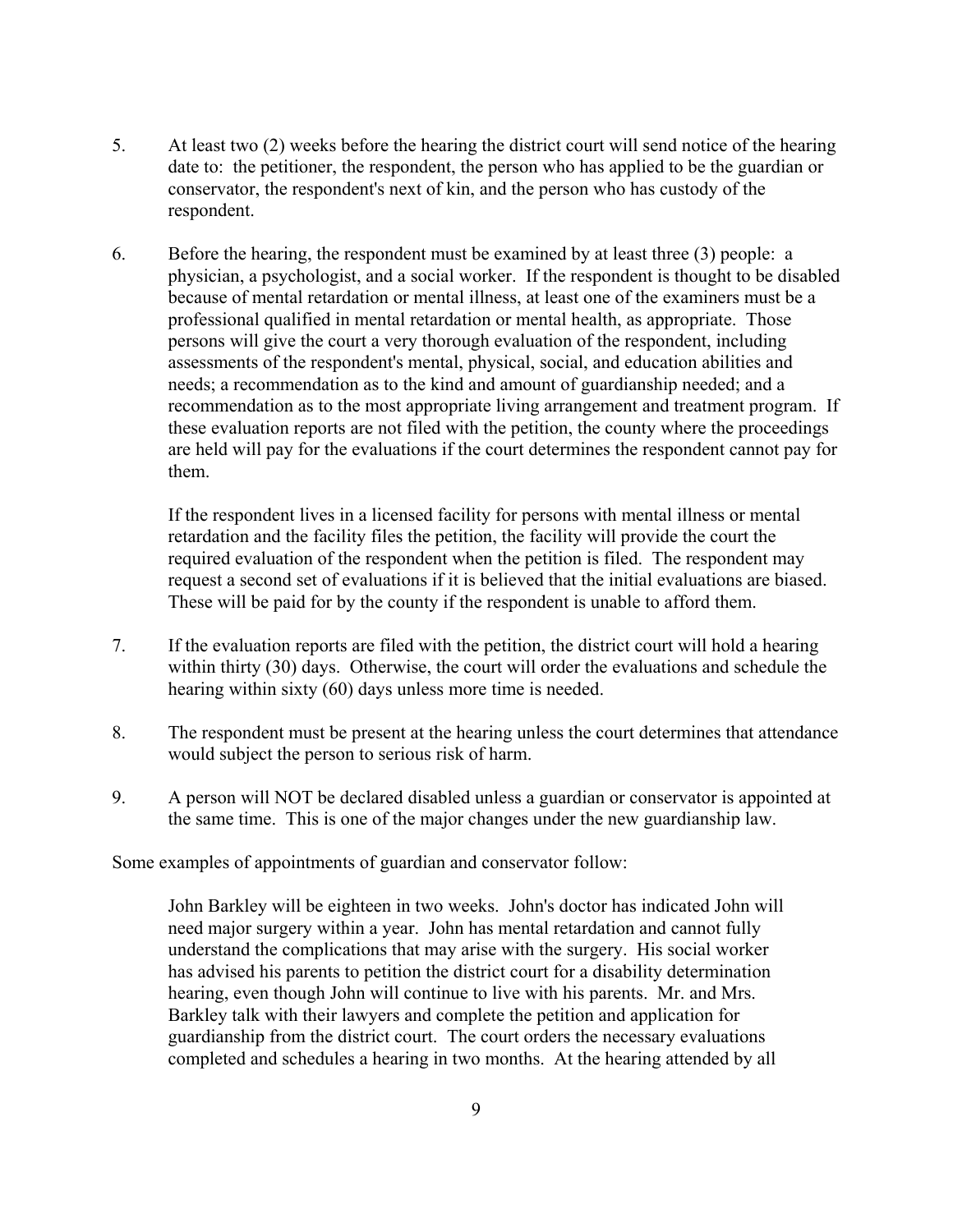5. At least two (2) weeks before the hearing the district court will send notice of the hearing date to: the petitioner, the respondent, the person who has applied to be the guardian or conservator, the respondent's next of kin, and the person who has custody of the respondent.

6. Before the hearing, the respondent must be examined by at least three (3) people: a physician, a psychologist, and a social worker. If the respondent is thought to be disabled because of mental retardation or mental illness, at least one of the examiners must be a professional qualified in mental retardation or mental health, as appropriate. Those persons will give the court a very thorough evaluation of the respondent, including assessments of the respondent's mental, physical, social, and education abilities and needs; a recommendation as to the kind and amount of guardianship needed; and a recommendation as to the most appropriate living arrangement and treatment program. If these evaluation reports are not filed with the petition, the county where the proceedings are held will pay for the evaluations if the court determines the respondent cannot pay for them.

   If the respondent lives in a licensed facility for persons with mental illness or mental retardation and the facility files the petition, the facility will provide the court the required evaluation of the respondent when the petition is filed. The respondent may request a second set of evaluations if it is believed that the initial evaluations are biased. These will be paid for by the county if the respondent is unable to afford them.

7. If the evaluation reports are filed with the petition, the district court will hold a hearing within thirty (30) days. Otherwise, the court will order the evaluations and schedule the hearing within sixty (60) days unless more time is needed.

8. The respondent must be present at the hearing unless the court determines that attendance would subject the person to serious risk of harm.

9. A person will NOT be declared disabled unless a guardian or conservator is appointed at the same time. This is one of the major changes under the new guardianship law.

Some examples of appointments of guardian and conservator follow:

> John Barkley will be eighteen in two weeks. John's doctor has indicated John will need major surgery within a year. John has mental retardation and cannot fully understand the complications that may arise with the surgery. His social worker has advised his parents to petition the district court for a disability determination hearing, even though John will continue to live with his parents. Mr. and Mrs. Barkley talk with their lawyers and complete the petition and application for guardianship from the district court. The court orders the necessary evaluations completed and schedules a hearing in two months. At the hearing attended by all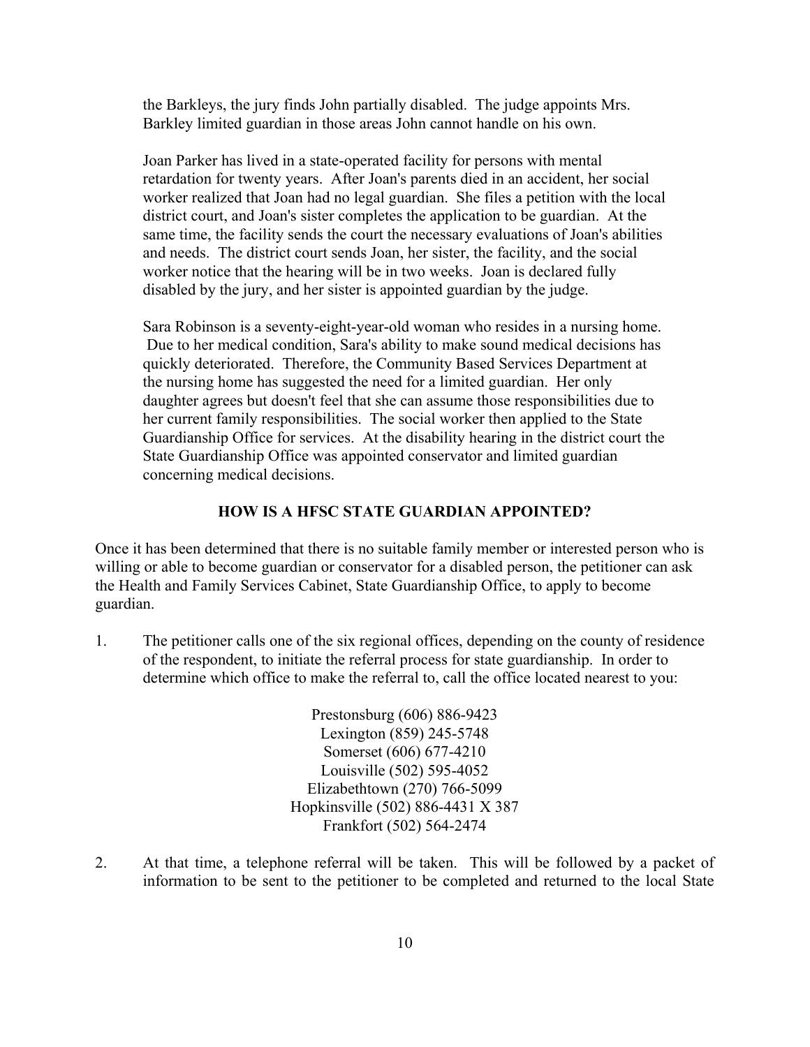the Barkleys, the jury finds John partially disabled. The judge appoints Mrs. Barkley limited guardian in those areas John cannot handle on his own.

Joan Parker has lived in a state-operated facility for persons with mental retardation for twenty years. After Joan's parents died in an accident, her social worker realized that Joan had no legal guardian. She files a petition with the local district court, and Joan's sister completes the application to be guardian. At the same time, the facility sends the court the necessary evaluations of Joan's abilities and needs. The district court sends Joan, her sister, the facility, and the social worker notice that the hearing will be in two weeks. Joan is declared fully disabled by the jury, and her sister is appointed guardian by the judge.

Sara Robinson is a seventy-eight-year-old woman who resides in a nursing home. Due to her medical condition, Sara's ability to make sound medical decisions has quickly deteriorated. Therefore, the Community Based Services Department at the nursing home has suggested the need for a limited guardian. Her only daughter agrees but doesn't feel that she can assume those responsibilities due to her current family responsibilities. The social worker then applied to the State Guardianship Office for services. At the disability hearing in the district court the State Guardianship Office was appointed conservator and limited guardian concerning medical decisions.

## HOW IS A HFSC STATE GUARDIAN APPOINTED?

Once it has been determined that there is no suitable family member or interested person who is willing or able to become guardian or conservator for a disabled person, the petitioner can ask the Health and Family Services Cabinet, State Guardianship Office, to apply to become guardian.

1. The petitioner calls one of the six regional offices, depending on the county of residence of the respondent, to initiate the referral process for state guardianship. In order to determine which office to make the referral to, call the office located nearest to you:

   Prestonsburg (606) 886-9423
   Lexington (859) 245-5748
   Somerset (606) 677-4210
   Louisville (502) 595-4052
   Elizabethtown (270) 766-5099
   Hopkinsville (502) 886-4431 X 387
   Frankfort (502) 564-2474

2. At that time, a telephone referral will be taken. This will be followed by a packet of information to be sent to the petitioner to be completed and returned to the local State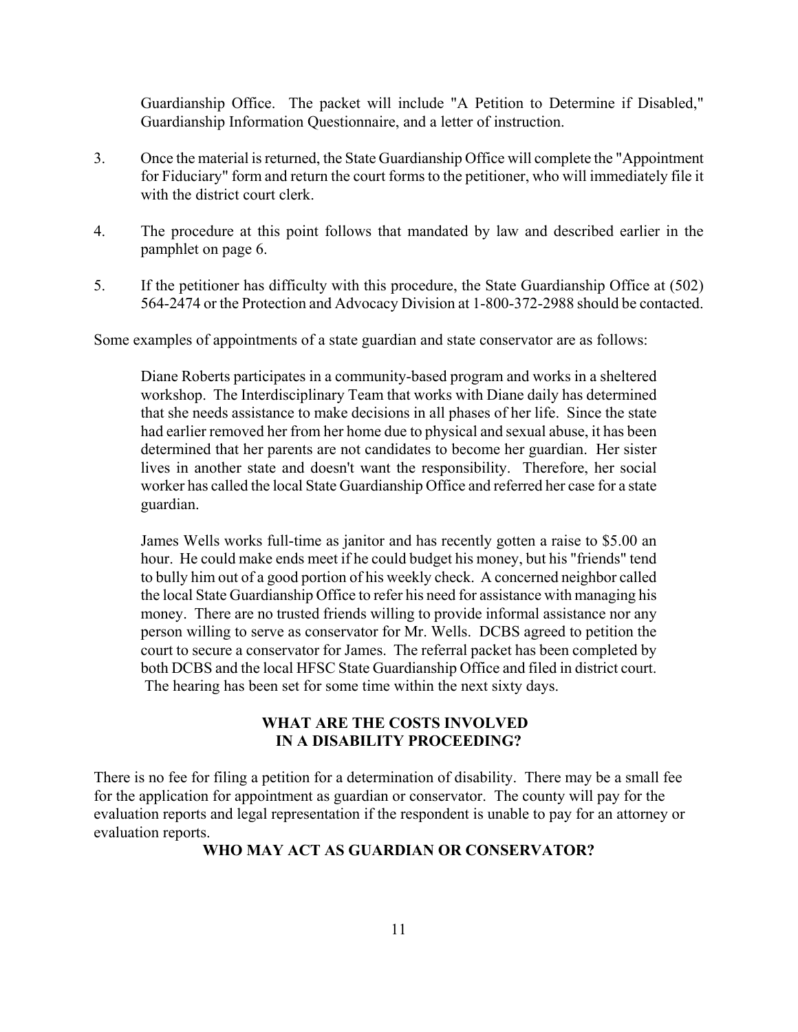Guardianship Office. The packet will include "A Petition to Determine if Disabled," Guardianship Information Questionnaire, and a letter of instruction.

3. Once the material is returned, the State Guardianship Office will complete the "Appointment for Fiduciary" form and return the court forms to the petitioner, who will immediately file it with the district court clerk.

4. The procedure at this point follows that mandated by law and described earlier in the pamphlet on page 6.

5. If the petitioner has difficulty with this procedure, the State Guardianship Office at (502) 564-2474 or the Protection and Advocacy Division at 1-800-372-2988 should be contacted.

Some examples of appointments of a state guardian and state conservator are as follows:

> Diane Roberts participates in a community-based program and works in a sheltered workshop. The Interdisciplinary Team that works with Diane daily has determined that she needs assistance to make decisions in all phases of her life. Since the state had earlier removed her from her home due to physical and sexual abuse, it has been determined that her parents are not candidates to become her guardian. Her sister lives in another state and doesn't want the responsibility. Therefore, her social worker has called the local State Guardianship Office and referred her case for a state guardian.
>
> James Wells works full-time as janitor and has recently gotten a raise to $5.00 an hour. He could make ends meet if he could budget his money, but his "friends" tend to bully him out of a good portion of his weekly check. A concerned neighbor called the local State Guardianship Office to refer his need for assistance with managing his money. There are no trusted friends willing to provide informal assistance nor any person willing to serve as conservator for Mr. Wells. DCBS agreed to petition the court to secure a conservator for James. The referral packet has been completed by both DCBS and the local HFSC State Guardianship Office and filed in district court. The hearing has been set for some time within the next sixty days.

## WHAT ARE THE COSTS INVOLVED IN A DISABILITY PROCEEDING?

There is no fee for filing a petition for a determination of disability. There may be a small fee for the application for appointment as guardian or conservator. The county will pay for the evaluation reports and legal representation if the respondent is unable to pay for an attorney or evaluation reports.

## WHO MAY ACT AS GUARDIAN OR CONSERVATOR?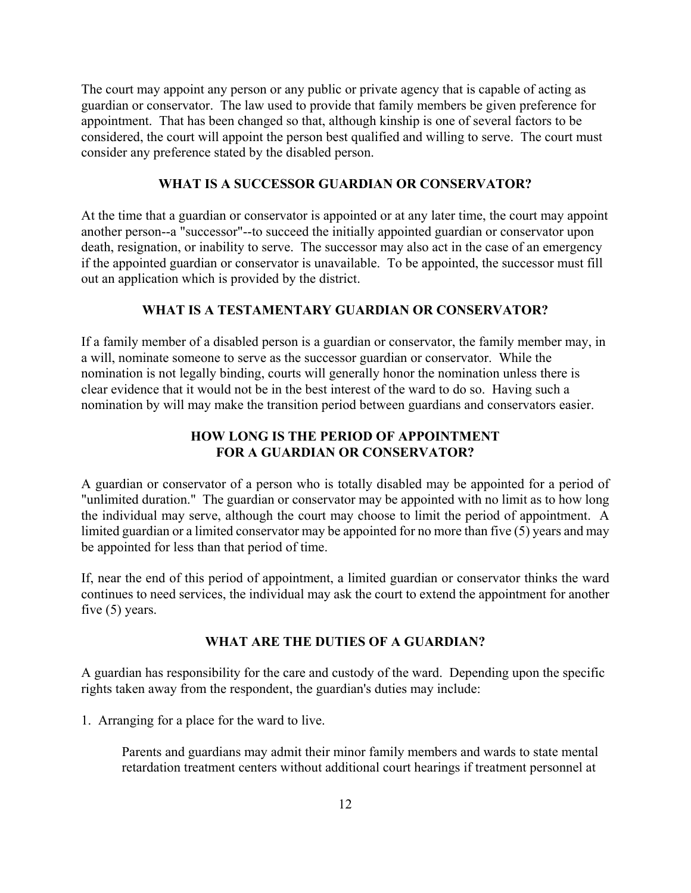The court may appoint any person or any public or private agency that is capable of acting as guardian or conservator. The law used to provide that family members be given preference for appointment. That has been changed so that, although kinship is one of several factors to be considered, the court will appoint the person best qualified and willing to serve. The court must consider any preference stated by the disabled person.

## WHAT IS A SUCCESSOR GUARDIAN OR CONSERVATOR?

At the time that a guardian or conservator is appointed or at any later time, the court may appoint another person--a "successor"--to succeed the initially appointed guardian or conservator upon death, resignation, or inability to serve. The successor may also act in the case of an emergency if the appointed guardian or conservator is unavailable. To be appointed, the successor must fill out an application which is provided by the district.

## WHAT IS A TESTAMENTARY GUARDIAN OR CONSERVATOR?

If a family member of a disabled person is a guardian or conservator, the family member may, in a will, nominate someone to serve as the successor guardian or conservator. While the nomination is not legally binding, courts will generally honor the nomination unless there is clear evidence that it would not be in the best interest of the ward to do so. Having such a nomination by will may make the transition period between guardians and conservators easier.

## HOW LONG IS THE PERIOD OF APPOINTMENT FOR A GUARDIAN OR CONSERVATOR?

A guardian or conservator of a person who is totally disabled may be appointed for a period of "unlimited duration." The guardian or conservator may be appointed with no limit as to how long the individual may serve, although the court may choose to limit the period of appointment. A limited guardian or a limited conservator may be appointed for no more than five (5) years and may be appointed for less than that period of time.

If, near the end of this period of appointment, a limited guardian or conservator thinks the ward continues to need services, the individual may ask the court to extend the appointment for another five (5) years.

## WHAT ARE THE DUTIES OF A GUARDIAN?

A guardian has responsibility for the care and custody of the ward. Depending upon the specific rights taken away from the respondent, the guardian's duties may include:

1. Arranging for a place for the ward to live.

   Parents and guardians may admit their minor family members and wards to state mental retardation treatment centers without additional court hearings if treatment personnel at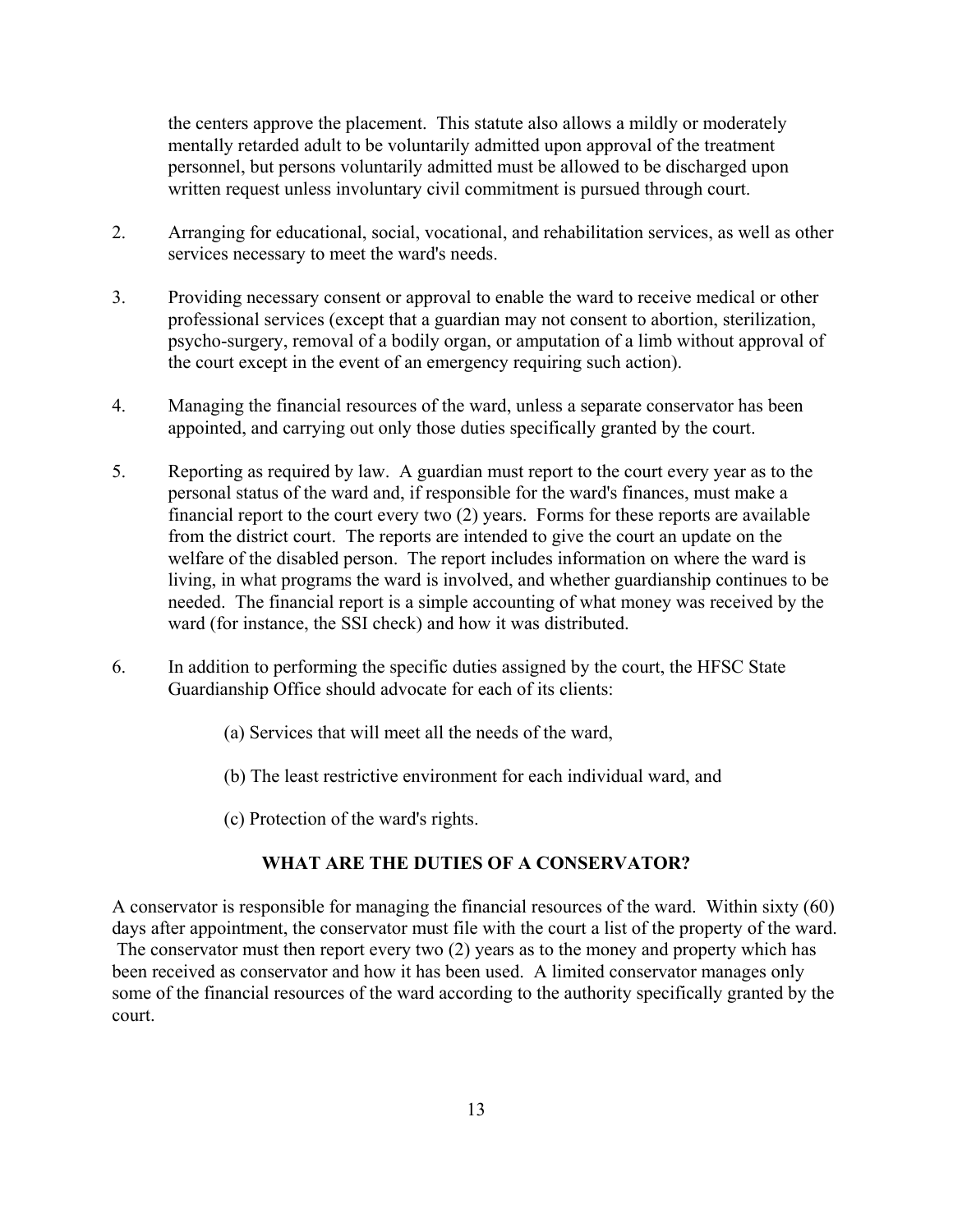the centers approve the placement. This statute also allows a mildly or moderately mentally retarded adult to be voluntarily admitted upon approval of the treatment personnel, but persons voluntarily admitted must be allowed to be discharged upon written request unless involuntary civil commitment is pursued through court.

2. Arranging for educational, social, vocational, and rehabilitation services, as well as other services necessary to meet the ward's needs.

3. Providing necessary consent or approval to enable the ward to receive medical or other professional services (except that a guardian may not consent to abortion, sterilization, psycho-surgery, removal of a bodily organ, or amputation of a limb without approval of the court except in the event of an emergency requiring such action).

4. Managing the financial resources of the ward, unless a separate conservator has been appointed, and carrying out only those duties specifically granted by the court.

5. Reporting as required by law. A guardian must report to the court every year as to the personal status of the ward and, if responsible for the ward's finances, must make a financial report to the court every two (2) years. Forms for these reports are available from the district court. The reports are intended to give the court an update on the welfare of the disabled person. The report includes information on where the ward is living, in what programs the ward is involved, and whether guardianship continues to be needed. The financial report is a simple accounting of what money was received by the ward (for instance, the SSI check) and how it was distributed.

6. In addition to performing the specific duties assigned by the court, the HFSC State Guardianship Office should advocate for each of its clients:

   (a) Services that will meet all the needs of the ward,

   (b) The least restrictive environment for each individual ward, and

   (c) Protection of the ward's rights.

## WHAT ARE THE DUTIES OF A CONSERVATOR?

A conservator is responsible for managing the financial resources of the ward. Within sixty (60) days after appointment, the conservator must file with the court a list of the property of the ward. The conservator must then report every two (2) years as to the money and property which has been received as conservator and how it has been used. A limited conservator manages only some of the financial resources of the ward according to the authority specifically granted by the court.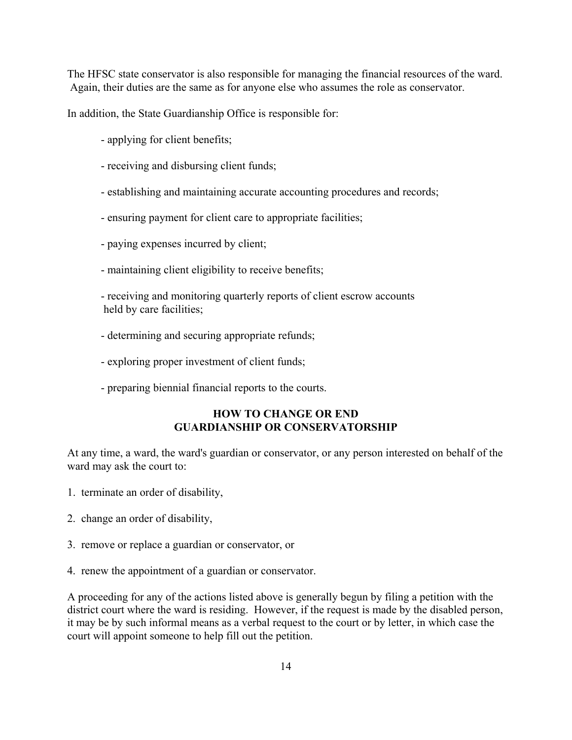The HFSC state conservator is also responsible for managing the financial resources of the ward. Again, their duties are the same as for anyone else who assumes the role as conservator.

In addition, the State Guardianship Office is responsible for:

- applying for client benefits;
- receiving and disbursing client funds;
- establishing and maintaining accurate accounting procedures and records;
- ensuring payment for client care to appropriate facilities;
- paying expenses incurred by client;
- maintaining client eligibility to receive benefits;
- receiving and monitoring quarterly reports of client escrow accounts held by care facilities;
- determining and securing appropriate refunds;
- exploring proper investment of client funds;
- preparing biennial financial reports to the courts.

## HOW TO CHANGE OR END GUARDIANSHIP OR CONSERVATORSHIP

At any time, a ward, the ward's guardian or conservator, or any person interested on behalf of the ward may ask the court to:

1. terminate an order of disability,
2. change an order of disability,
3. remove or replace a guardian or conservator, or
4. renew the appointment of a guardian or conservator.

A proceeding for any of the actions listed above is generally begun by filing a petition with the district court where the ward is residing. However, if the request is made by the disabled person, it may be by such informal means as a verbal request to the court or by letter, in which case the court will appoint someone to help fill out the petition.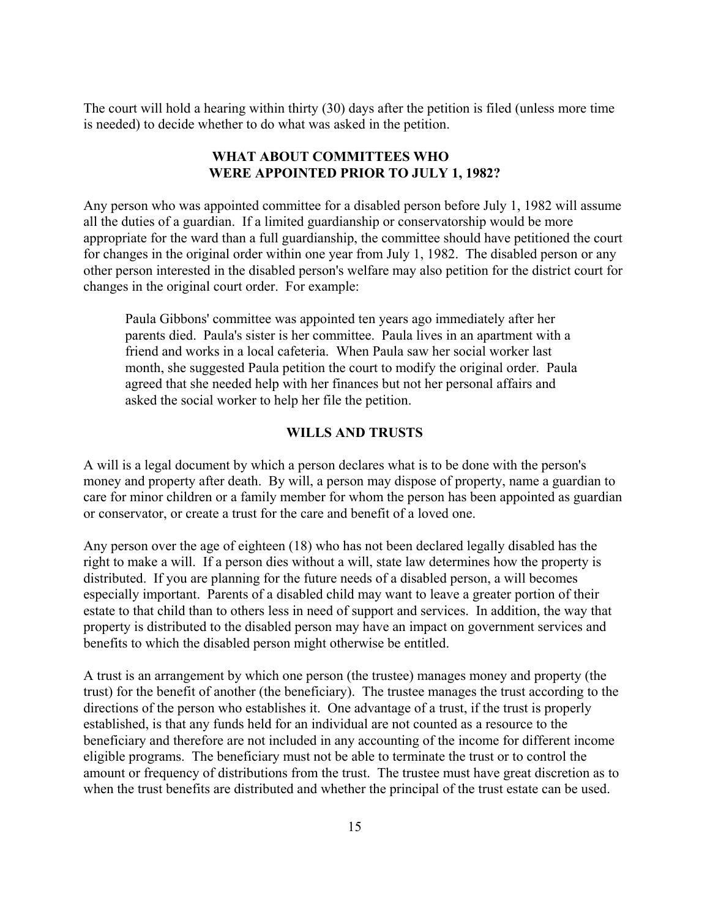The court will hold a hearing within thirty (30) days after the petition is filed (unless more time is needed) to decide whether to do what was asked in the petition.

## WHAT ABOUT COMMITTEES WHO WERE APPOINTED PRIOR TO JULY 1, 1982?

Any person who was appointed committee for a disabled person before July 1, 1982 will assume all the duties of a guardian. If a limited guardianship or conservatorship would be more appropriate for the ward than a full guardianship, the committee should have petitioned the court for changes in the original order within one year from July 1, 1982. The disabled person or any other person interested in the disabled person's welfare may also petition for the district court for changes in the original court order. For example:

> Paula Gibbons' committee was appointed ten years ago immediately after her parents died. Paula's sister is her committee. Paula lives in an apartment with a friend and works in a local cafeteria. When Paula saw her social worker last month, she suggested Paula petition the court to modify the original order. Paula agreed that she needed help with her finances but not her personal affairs and asked the social worker to help her file the petition.

## WILLS AND TRUSTS

A will is a legal document by which a person declares what is to be done with the person's money and property after death. By will, a person may dispose of property, name a guardian to care for minor children or a family member for whom the person has been appointed as guardian or conservator, or create a trust for the care and benefit of a loved one.

Any person over the age of eighteen (18) who has not been declared legally disabled has the right to make a will. If a person dies without a will, state law determines how the property is distributed. If you are planning for the future needs of a disabled person, a will becomes especially important. Parents of a disabled child may want to leave a greater portion of their estate to that child than to others less in need of support and services. In addition, the way that property is distributed to the disabled person may have an impact on government services and benefits to which the disabled person might otherwise be entitled.

A trust is an arrangement by which one person (the trustee) manages money and property (the trust) for the benefit of another (the beneficiary). The trustee manages the trust according to the directions of the person who establishes it. One advantage of a trust, if the trust is properly established, is that any funds held for an individual are not counted as a resource to the beneficiary and therefore are not included in any accounting of the income for different income eligible programs. The beneficiary must not be able to terminate the trust or to control the amount or frequency of distributions from the trust. The trustee must have great discretion as to when the trust benefits are distributed and whether the principal of the trust estate can be used.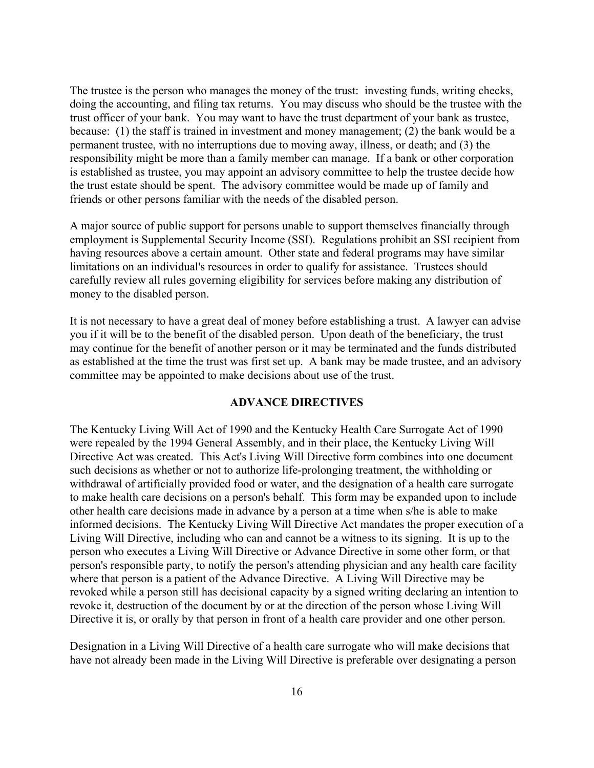The trustee is the person who manages the money of the trust: investing funds, writing checks, doing the accounting, and filing tax returns. You may discuss who should be the trustee with the trust officer of your bank. You may want to have the trust department of your bank as trustee, because: (1) the staff is trained in investment and money management; (2) the bank would be a permanent trustee, with no interruptions due to moving away, illness, or death; and (3) the responsibility might be more than a family member can manage. If a bank or other corporation is established as trustee, you may appoint an advisory committee to help the trustee decide how the trust estate should be spent. The advisory committee would be made up of family and friends or other persons familiar with the needs of the disabled person.

A major source of public support for persons unable to support themselves financially through employment is Supplemental Security Income (SSI). Regulations prohibit an SSI recipient from having resources above a certain amount. Other state and federal programs may have similar limitations on an individual's resources in order to qualify for assistance. Trustees should carefully review all rules governing eligibility for services before making any distribution of money to the disabled person.

It is not necessary to have a great deal of money before establishing a trust. A lawyer can advise you if it will be to the benefit of the disabled person. Upon death of the beneficiary, the trust may continue for the benefit of another person or it may be terminated and the funds distributed as established at the time the trust was first set up. A bank may be made trustee, and an advisory committee may be appointed to make decisions about use of the trust.

## ADVANCE DIRECTIVES

The Kentucky Living Will Act of 1990 and the Kentucky Health Care Surrogate Act of 1990 were repealed by the 1994 General Assembly, and in their place, the Kentucky Living Will Directive Act was created. This Act's Living Will Directive form combines into one document such decisions as whether or not to authorize life-prolonging treatment, the withholding or withdrawal of artificially provided food or water, and the designation of a health care surrogate to make health care decisions on a person's behalf. This form may be expanded upon to include other health care decisions made in advance by a person at a time when s/he is able to make informed decisions. The Kentucky Living Will Directive Act mandates the proper execution of a Living Will Directive, including who can and cannot be a witness to its signing. It is up to the person who executes a Living Will Directive or Advance Directive in some other form, or that person's responsible party, to notify the person's attending physician and any health care facility where that person is a patient of the Advance Directive. A Living Will Directive may be revoked while a person still has decisional capacity by a signed writing declaring an intention to revoke it, destruction of the document by or at the direction of the person whose Living Will Directive it is, or orally by that person in front of a health care provider and one other person.

Designation in a Living Will Directive of a health care surrogate who will make decisions that have not already been made in the Living Will Directive is preferable over designating a person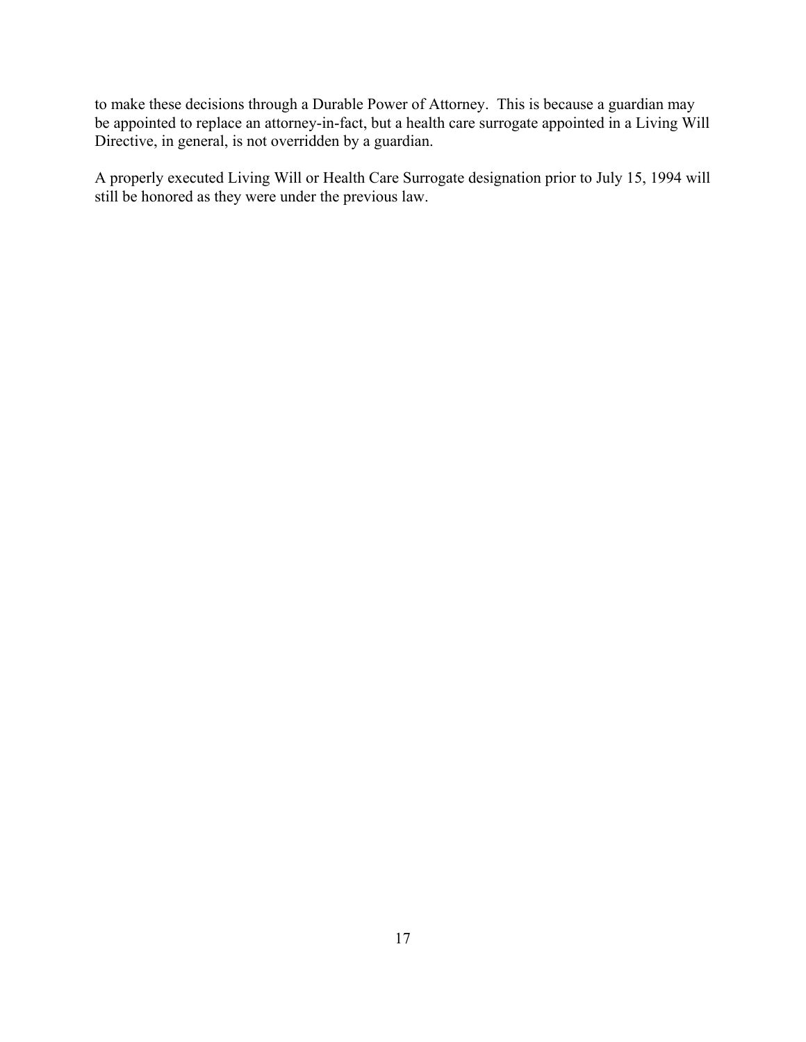to make these decisions through a Durable Power of Attorney. This is because a guardian may be appointed to replace an attorney-in-fact, but a health care surrogate appointed in a Living Will Directive, in general, is not overridden by a guardian.

A properly executed Living Will or Health Care Surrogate designation prior to July 15, 1994 will still be honored as they were under the previous law.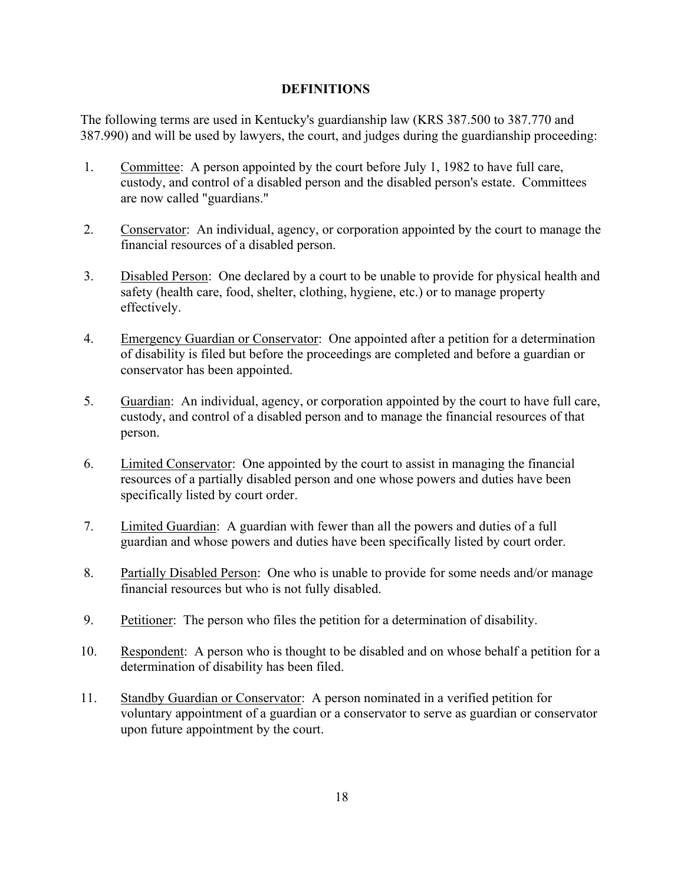## DEFINITIONS

The following terms are used in Kentucky's guardianship law (KRS 387.500 to 387.770 and 387.990) and will be used by lawyers, the court, and judges during the guardianship proceeding:

1. Committee: A person appointed by the court before July 1, 1982 to have full care, custody, and control of a disabled person and the disabled person's estate. Committees are now called "guardians."

2. Conservator: An individual, agency, or corporation appointed by the court to manage the financial resources of a disabled person.

3. Disabled Person: One declared by a court to be unable to provide for physical health and safety (health care, food, shelter, clothing, hygiene, etc.) or to manage property effectively.

4. Emergency Guardian or Conservator: One appointed after a petition for a determination of disability is filed but before the proceedings are completed and before a guardian or conservator has been appointed.

5. Guardian: An individual, agency, or corporation appointed by the court to have full care, custody, and control of a disabled person and to manage the financial resources of that person.

6. Limited Conservator: One appointed by the court to assist in managing the financial resources of a partially disabled person and one whose powers and duties have been specifically listed by court order.

7. Limited Guardian: A guardian with fewer than all the powers and duties of a full guardian and whose powers and duties have been specifically listed by court order.

8. Partially Disabled Person: One who is unable to provide for some needs and/or manage financial resources but who is not fully disabled.

9. Petitioner: The person who files the petition for a determination of disability.

10. Respondent: A person who is thought to be disabled and on whose behalf a petition for a determination of disability has been filed.

11. Standby Guardian or Conservator: A person nominated in a verified petition for voluntary appointment of a guardian or a conservator to serve as guardian or conservator upon future appointment by the court.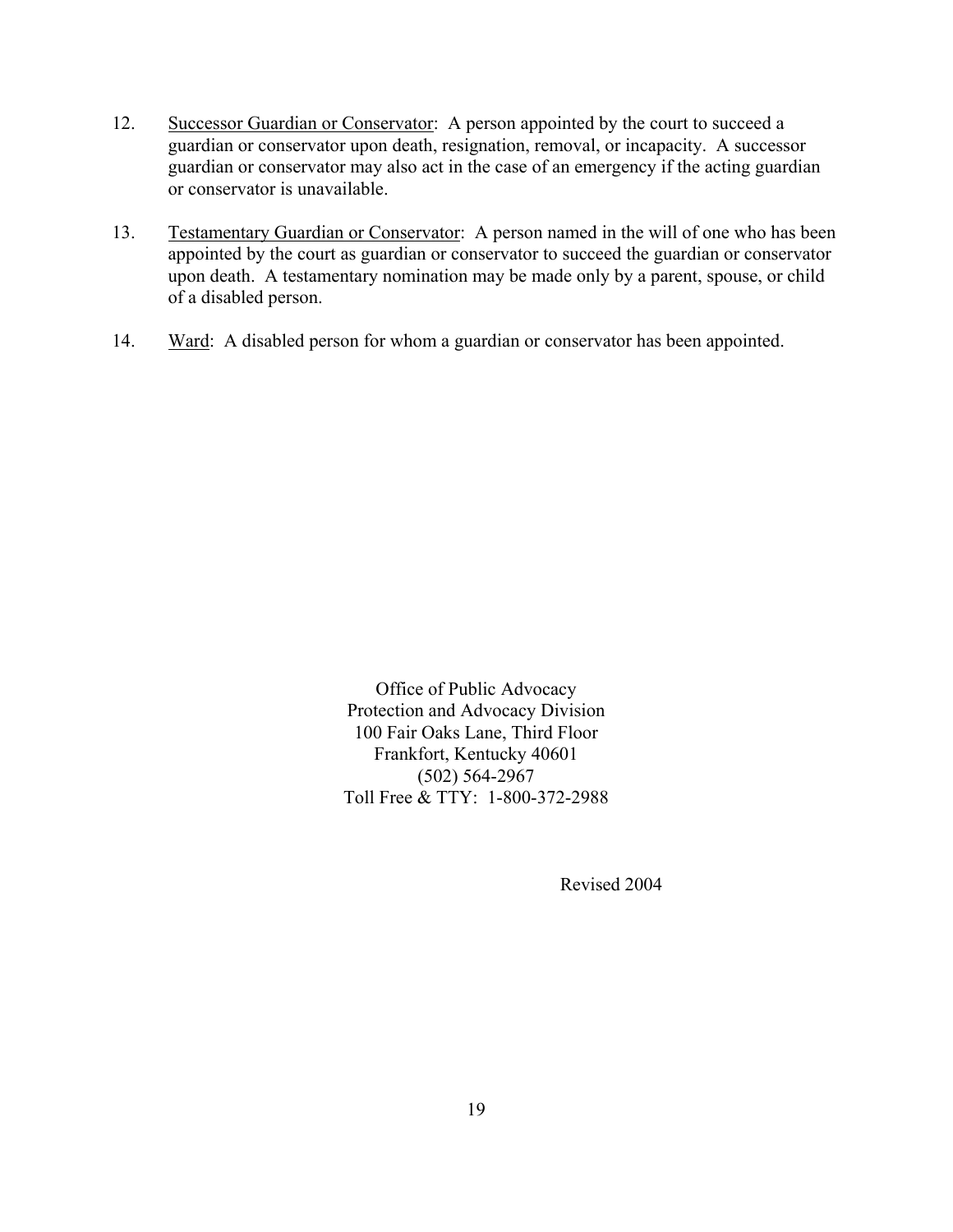12. <u>Successor Guardian or Conservator</u>: A person appointed by the court to succeed a guardian or conservator upon death, resignation, removal, or incapacity. A successor guardian or conservator may also act in the case of an emergency if the acting guardian or conservator is unavailable.

13. <u>Testamentary Guardian or Conservator</u>: A person named in the will of one who has been appointed by the court as guardian or conservator to succeed the guardian or conservator upon death. A testamentary nomination may be made only by a parent, spouse, or child of a disabled person.

14. <u>Ward</u>: A disabled person for whom a guardian or conservator has been appointed.

Office of Public Advocacy
Protection and Advocacy Division
100 Fair Oaks Lane, Third Floor
Frankfort, Kentucky 40601
(502) 564-2967
Toll Free & TTY: 1-800-372-2988

Revised 2004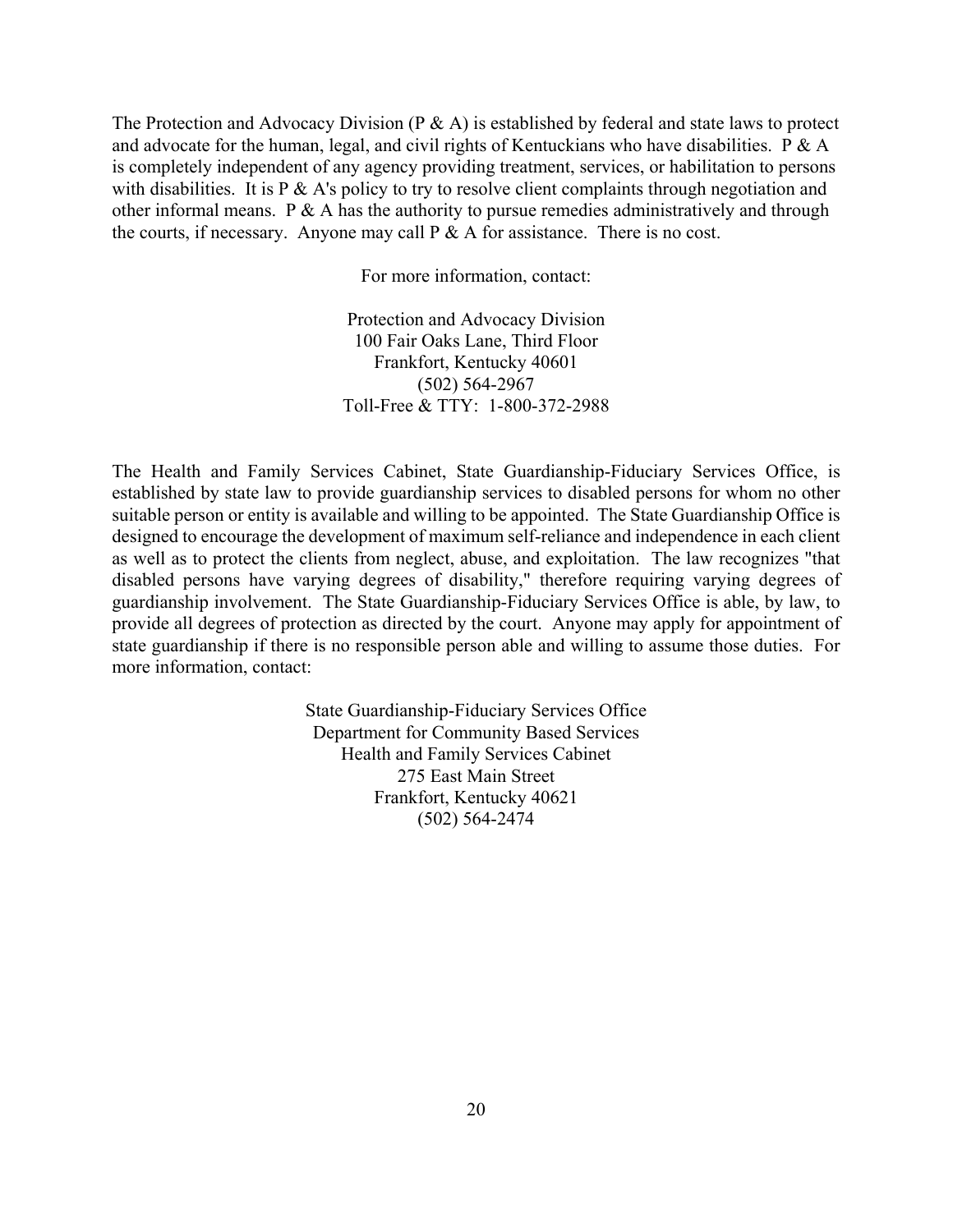The Protection and Advocacy Division (P & A) is established by federal and state laws to protect and advocate for the human, legal, and civil rights of Kentuckians who have disabilities. P & A is completely independent of any agency providing treatment, services, or habilitation to persons with disabilities. It is P & A's policy to try to resolve client complaints through negotiation and other informal means. P & A has the authority to pursue remedies administratively and through the courts, if necessary. Anyone may call P & A for assistance. There is no cost.

For more information, contact:

Protection and Advocacy Division
100 Fair Oaks Lane, Third Floor
Frankfort, Kentucky 40601
(502) 564-2967
Toll-Free & TTY: 1-800-372-2988

The Health and Family Services Cabinet, State Guardianship-Fiduciary Services Office, is established by state law to provide guardianship services to disabled persons for whom no other suitable person or entity is available and willing to be appointed. The State Guardianship Office is designed to encourage the development of maximum self-reliance and independence in each client as well as to protect the clients from neglect, abuse, and exploitation. The law recognizes "that disabled persons have varying degrees of disability," therefore requiring varying degrees of guardianship involvement. The State Guardianship-Fiduciary Services Office is able, by law, to provide all degrees of protection as directed by the court. Anyone may apply for appointment of state guardianship if there is no responsible person able and willing to assume those duties. For more information, contact:

State Guardianship-Fiduciary Services Office
Department for Community Based Services
Health and Family Services Cabinet
275 East Main Street
Frankfort, Kentucky 40621
(502) 564-2474